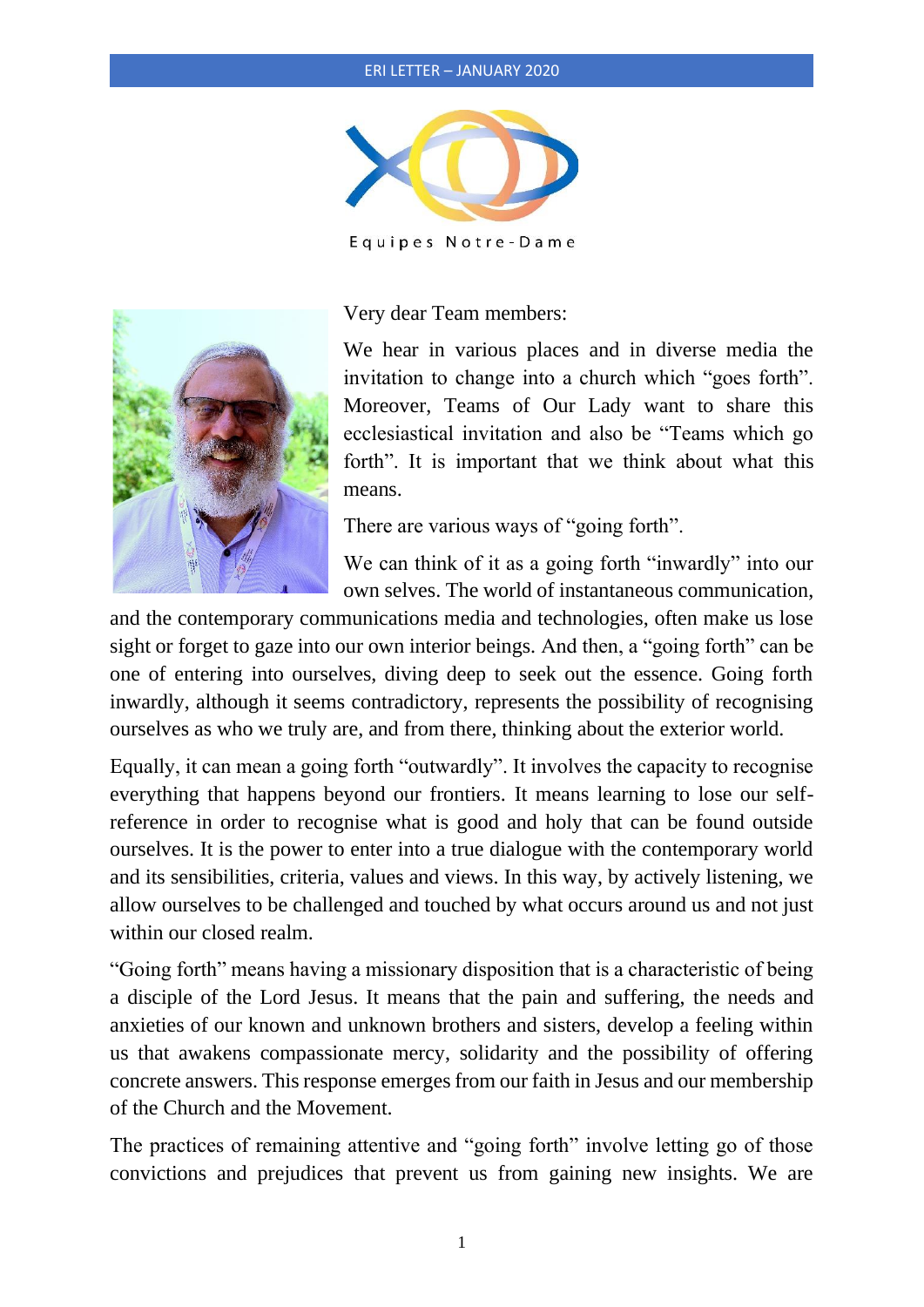Equipes Notre-Dame

Very dear Team members:

We hear in various places and in diverse media the invitation to change into a church which "goes forth". Moreover, Teams of Our Lady want to share this ecclesiastical invitation and also be "Teams which go forth". It is important that we think about what this means.

There are various ways of "going forth".

We can think of it as a going forth "inwardly" into our own selves. The world of instantaneous communication, and the contemporary communications media and technologies, often make us lose sight or forget to gaze into our own interior beings. And then, a "going forth" can be one of entering into ourselves, diving deep to seek out the essence. Going forth inwardly, although it seems contradictory, represents the possibility of recognising ourselves as who we truly are, and from there, thinking about the exterior world.

Equally, it can mean a going forth "outwardly". It involves the capacity to recognise everything that happens beyond our frontiers. It means learning to lose our self-reference in order to recognise what is good and holy that can be found outside ourselves. It is the power to enter into a true dialogue with the contemporary world and its sensibilities, criteria, values and views. In this way, by actively listening, we allow ourselves to be challenged and touched by what occurs around us and not just within our closed realm.

"Going forth" means having a missionary disposition that is a characteristic of being a disciple of the Lord Jesus. It means that the pain and suffering, the needs and anxieties of our known and unknown brothers and sisters, develop a feeling within us that awakens compassionate mercy, solidarity and the possibility of offering concrete answers. This response emerges from our faith in Jesus and our membership of the Church and the Movement.

The practices of remaining attentive and "going forth" involve letting go of those convictions and prejudices that prevent us from gaining new insights. We are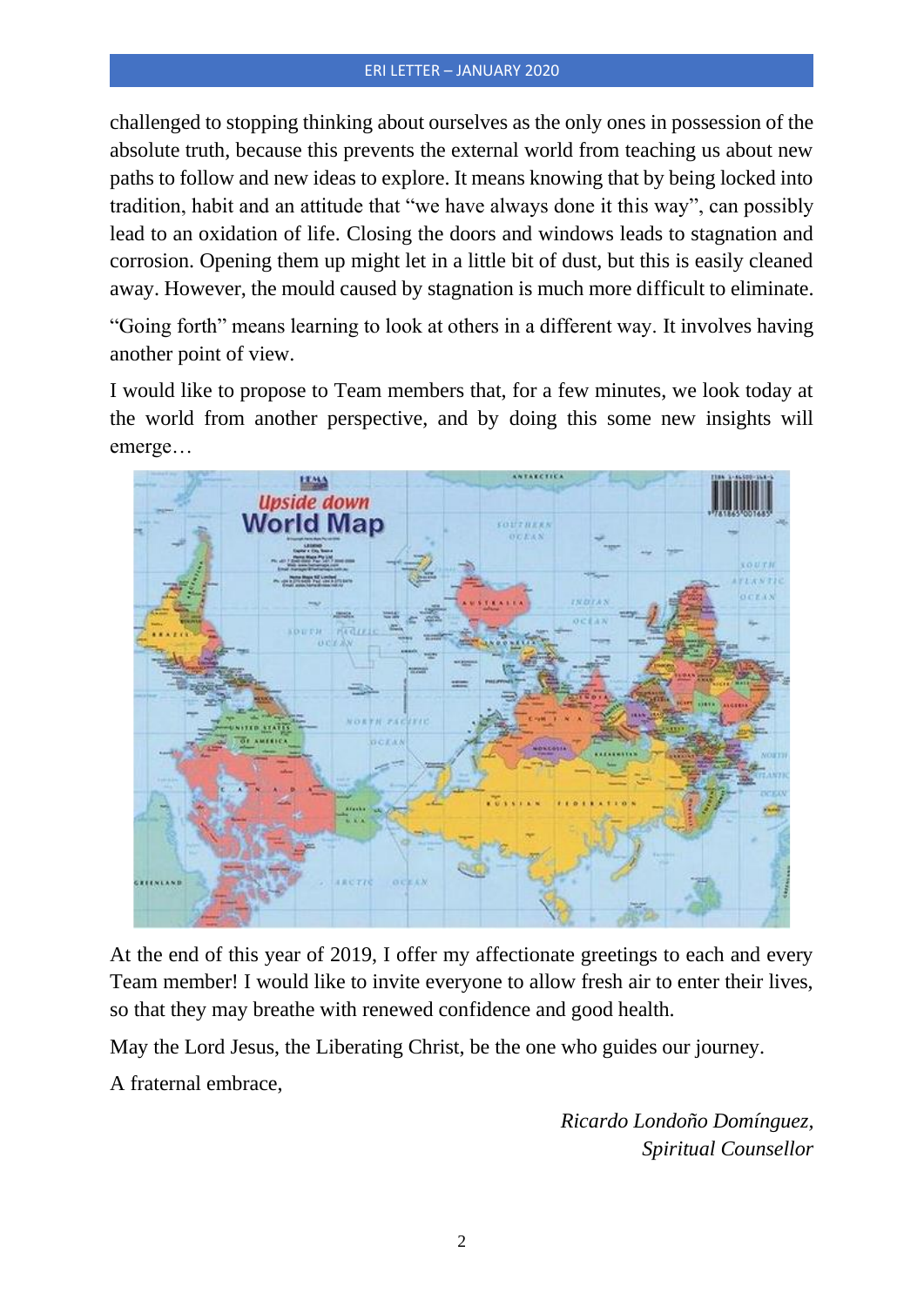challenged to stopping thinking about ourselves as the only ones in possession of the absolute truth, because this prevents the external world from teaching us about new paths to follow and new ideas to explore. It means knowing that by being locked into tradition, habit and an attitude that "we have always done it this way", can possibly lead to an oxidation of life. Closing the doors and windows leads to stagnation and corrosion. Opening them up might let in a little bit of dust, but this is easily cleaned away. However, the mould caused by stagnation is much more difficult to eliminate.

"Going forth" means learning to look at others in a different way. It involves having another point of view.

I would like to propose to Team members that, for a few minutes, we look today at the world from another perspective, and by doing this some new insights will emerge…

At the end of this year of 2019, I offer my affectionate greetings to each and every Team member! I would like to invite everyone to allow fresh air to enter their lives, so that they may breathe with renewed confidence and good health.

May the Lord Jesus, the Liberating Christ, be the one who guides our journey.

A fraternal embrace,

*Ricardo Londoño Domínguez,*
*Spiritual Counsellor*